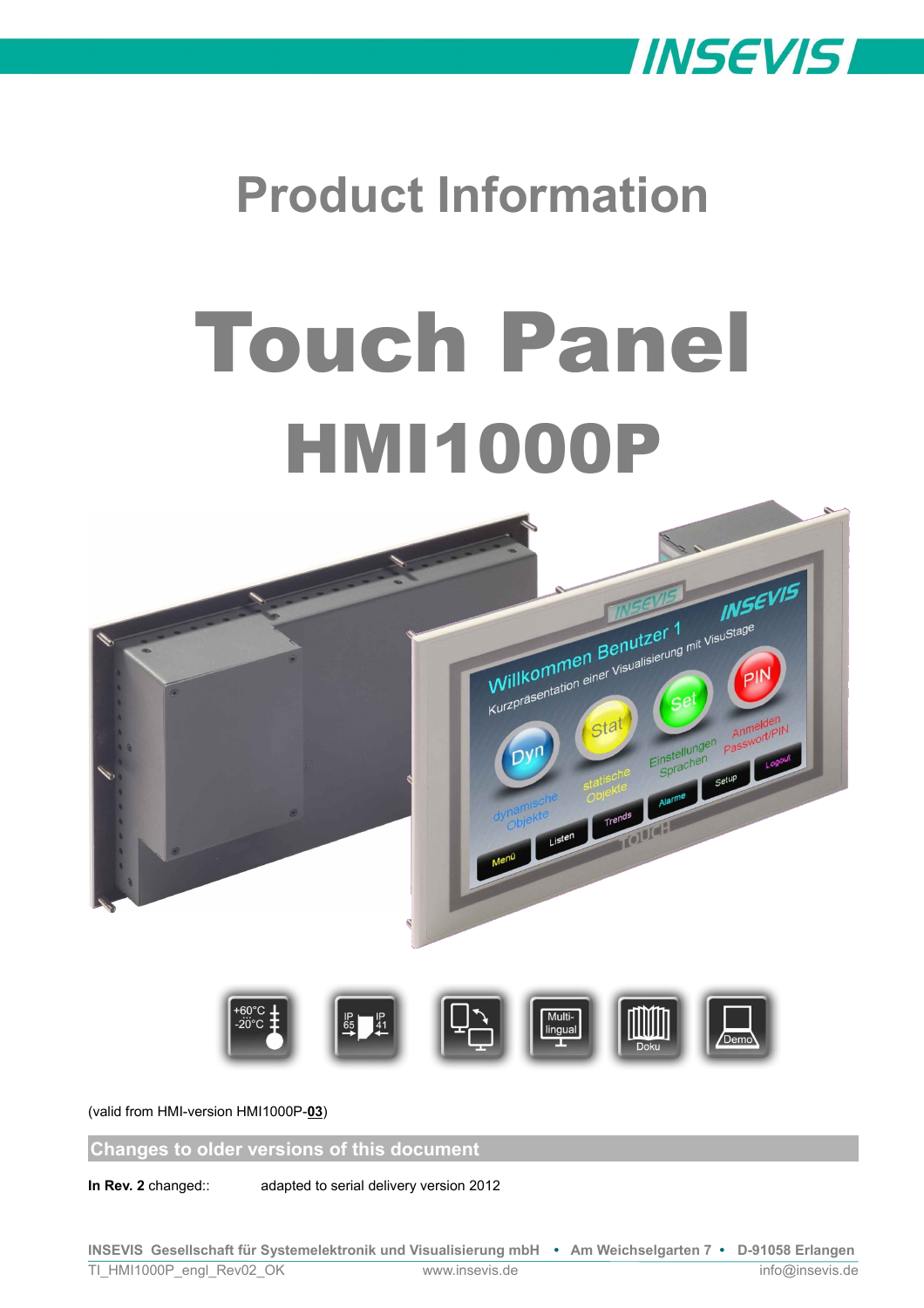# Product Information

# Touch Panel

# HMI1000P

(valid from HMI-version HMI1000P-**03**)

## Changes to older versions of this document

**In Rev. 2** changed:: adapted to serial delivery version 2012

INSEVIS Gesellschaft für Systemelektronik und Visualisierung mbH • Am Weichselgarten 7 • D-91058 Erlangen

TI_HMI1000P_engl_Rev02_OK www.insevis.de info@insevis.de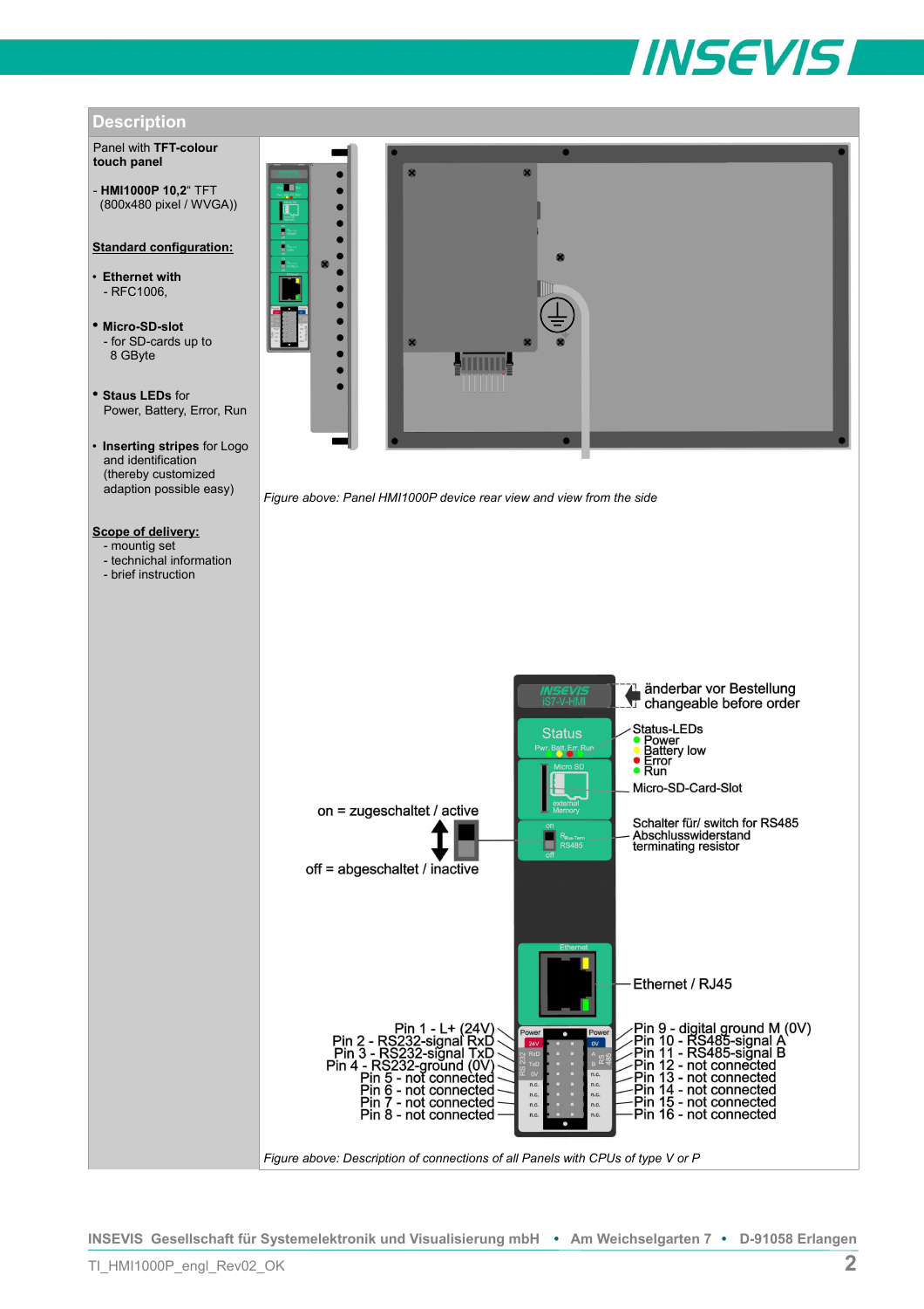## Description

Panel with **TFT-colour touch panel**

- **HMI1000P 10,2**" TFT (800x480 pixel / WVGA))

**Standard configuration:**

- **Ethernet with** - RFC1006,
- **Micro-SD-slot** - for SD-cards up to 8 GByte
- **Staus LEDs** for Power, Battery, Error, Run
- **Inserting stripes** for Logo and identification (thereby customized adaption possible easy)

**Scope of delivery:**

- mountig set
- technichal information
- brief instruction

*Figure above: Panel HMI1000P device rear view and view from the side*

änderbar vor Bestellung
changeable before order

Status-LEDs
- Power
- Battery low
- Error
- Run

Micro-SD-Card-Slot

on = zugeschaltet / active

off = abgeschaltet / inactive

Schalter für/ switch for RS485 Abschlusswiderstand terminating resistor

Ethernet / RJ45

Pin 1 - L+ (24V)
Pin 2 - RS232-signal RxD
Pin 3 - RS232-signal TxD
Pin 4 - RS232-ground (0V)
Pin 5 - not connected
Pin 6 - not connected
Pin 7 - not connected
Pin 8 - not connected

Pin 9 - digital ground M (0V)
Pin 10 - RS485-signal A
Pin 11 - RS485-signal B
Pin 12 - not connected
Pin 13 - not connected
Pin 14 - not connected
Pin 15 - not connected
Pin 16 - not connected

*Figure above: Description of connections of all Panels with CPUs of type V or P*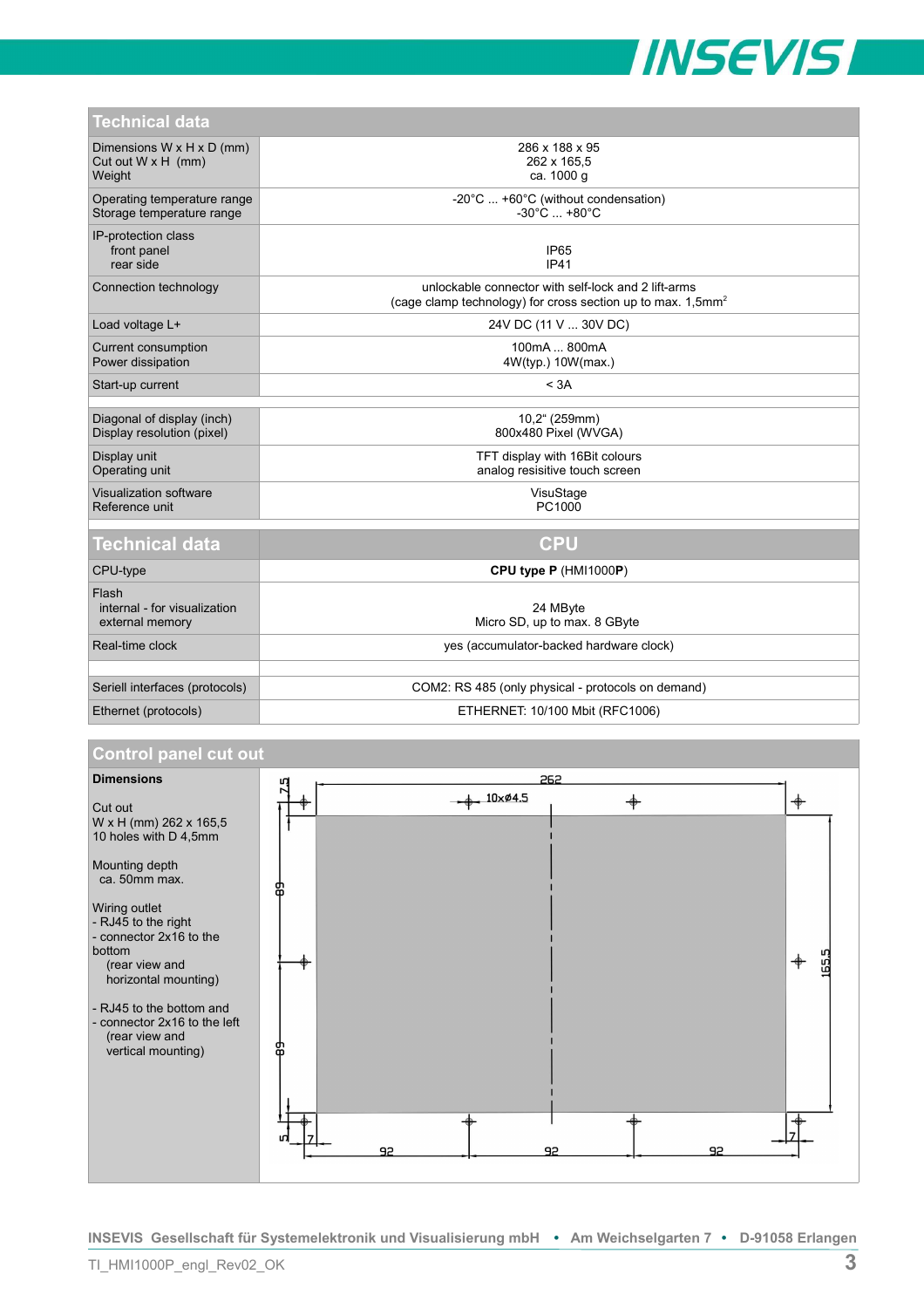## Technical data

| Technical data | |
|---|---|
| Dimensions W x H x D (mm)<br>Cut out W x H (mm)<br>Weight | 286 x 188 x 95<br>262 x 165,5<br>ca. 1000 g |
| Operating temperature range<br>Storage temperature range | -20°C ... +60°C (without condensation)<br>-30°C ... +80°C |
| IP-protection class<br>front panel<br>rear side | <br>IP65<br>IP41 |
| Connection technology | unlockable connector with self-lock and 2 lift-arms<br>(cage clamp technology) for cross section up to max. 1,5mm² |
| Load voltage L+ | 24V DC (11 V ... 30V DC) |
| Current consumption<br>Power dissipation | 100mA ... 800mA<br>4W(typ.) 10W(max.) |
| Start-up current | < 3A |
| | |
| Diagonal of display (inch)<br>Display resolution (pixel) | 10,2" (259mm)<br>800x480 Pixel (WVGA) |
| Display unit<br>Operating unit | TFT display with 16Bit colours<br>analog resisitive touch screen |
| Visualization software<br>Reference unit | VisuStage<br>PC1000 |

| Technical data | CPU |
|---|---|
| CPU-type | **CPU type P** (HMI1000**P**) |
| Flash<br>internal - for visualization<br>external memory | <br>24 MByte<br>Micro SD, up to max. 8 GByte |
| Real-time clock | yes (accumulator-backed hardware clock) |
| | |
| Seriell interfaces (protocols) | COM2: RS 485 (only physical - protocols on demand) |
| Ethernet (protocols) | ETHERNET: 10/100 Mbit (RFC1006) |

## Control panel cut out

**Dimensions**

Cut out
W x H (mm) 262 x 165,5
10 holes with D 4,5mm

Mounting depth
ca. 50mm max.

Wiring outlet
- RJ45 to the right
- connector 2x16 to the bottom
  (rear view and horizontal mounting)

- RJ45 to the bottom and
- connector 2x16 to the left
  (rear view and vertical mounting)

262 · 10xø4.5 · 7.5 · 89 · 89 · 5 · 7 · 92 · 92 · 92 · 7 · 165.5

INSEVIS Gesellschaft für Systemelektronik und Visualisierung mbH • Am Weichselgarten 7 • D-91058 Erlangen

TI_HMI1000P_engl_Rev02_OK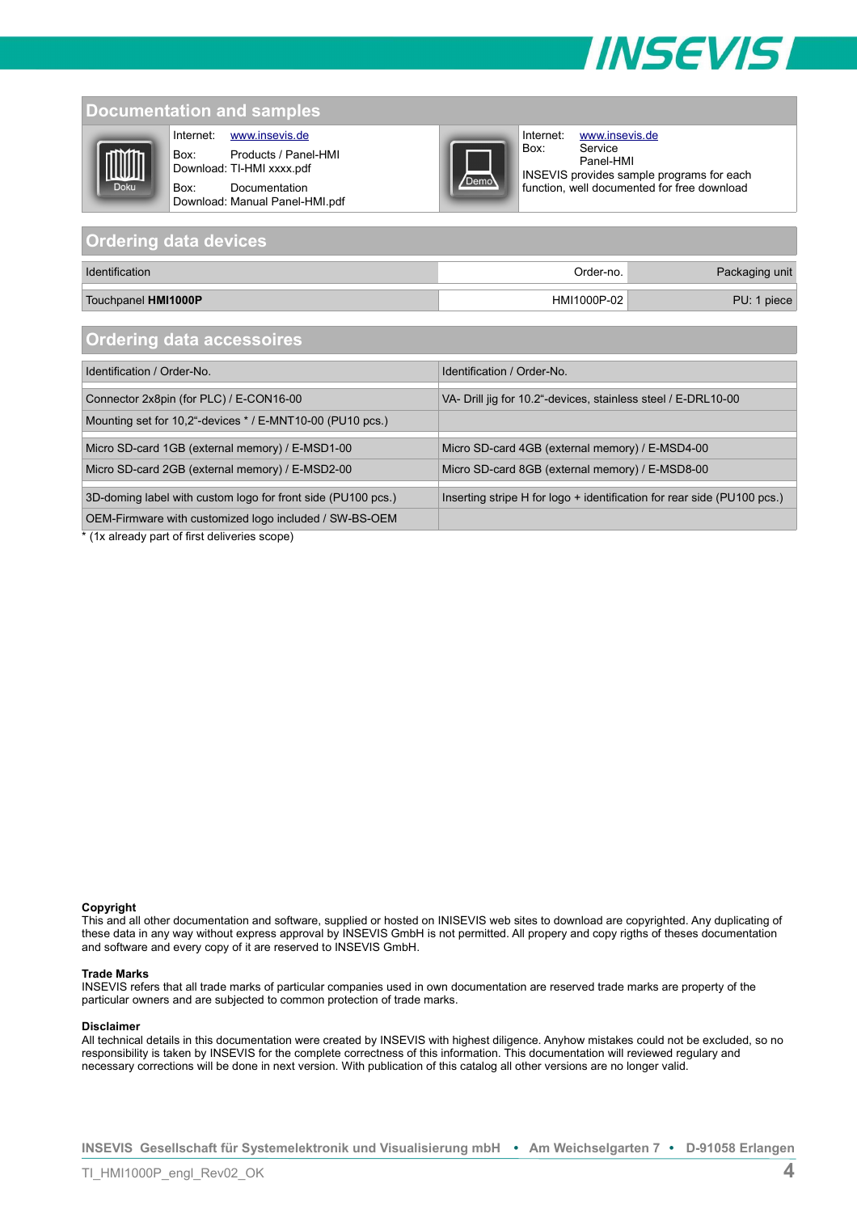## Documentation and samples

| | | | |
|---|---|---|---|
| Doku | Internet: www.insevis.de<br>Box: Products / Panel-HMI<br>Download: TI-HMI xxxx.pdf<br>Box: Documentation<br>Download: Manual Panel-HMI.pdf | Demo | Internet: www.insevis.de<br>Box: Service<br>Panel-HMI<br>INSEVIS provides sample programs for each function, well documented for free download |

## Ordering data devices

| Identification | Order-no. | Packaging unit |
|---|---|---|
| Touchpanel **HMI1000P** | HMI1000P-02 | PU: 1 piece |

## Ordering data accessoires

| Identification / Order-No. | Identification / Order-No. |
|---|---|
| Connector 2x8pin (for PLC) / E-CON16-00 | VA- Drill jig for 10.2"-devices, stainless steel / E-DRL10-00 |
| Mounting set for 10,2"-devices * / E-MNT10-00 (PU10 pcs.) | |
| Micro SD-card 1GB (external memory) / E-MSD1-00 | Micro SD-card 4GB (external memory) / E-MSD4-00 |
| Micro SD-card 2GB (external memory) / E-MSD2-00 | Micro SD-card 8GB (external memory) / E-MSD8-00 |
| 3D-doming label with custom logo for front side (PU100 pcs.) | Inserting stripe H for logo + identification for rear side (PU100 pcs.) |
| OEM-Firmware with customized logo included / SW-BS-OEM | |

* (1x already part of first deliveries scope)

**Copyright**
This and all other documentation and software, supplied or hosted on INISEVIS web sites to download are copyrighted. Any duplicating of these data in any way without express approval by INSEVIS GmbH is not permitted. All propery and copy rigths of theses documentation and software and every copy of it are reserved to INSEVIS GmbH.

**Trade Marks**
INSEVIS refers that all trade marks of particular companies used in own documentation are reserved trade marks are property of the particular owners and are subjected to common protection of trade marks.

**Disclaimer**
All technical details in this documentation were created by INSEVIS with highest diligence. Anyhow mistakes could not be excluded, so no responsibility is taken by INSEVIS for the complete correctness of this information. This documentation will reviewed regulary and necessary corrections will be done in next version. With publication of this catalog all other versions are no longer valid.